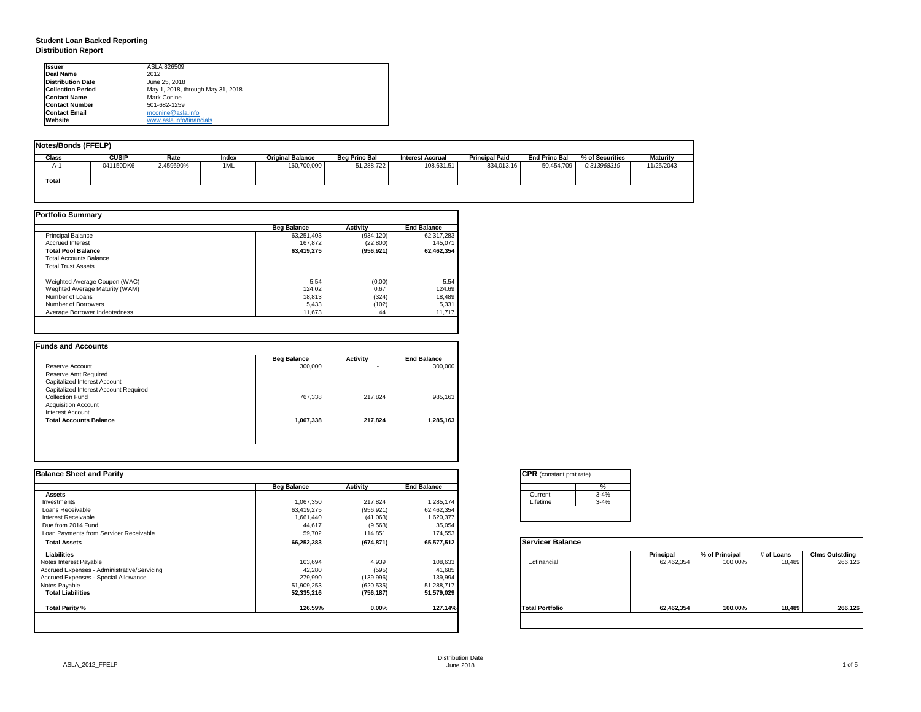# Student Loan Backed Reporting
## Distribution Report

| | |
|---|---|
| **Issuer** | ASLA 826509 |
| **Deal Name** | 2012 |
| **Distribution Date** | June 25, 2018 |
| **Collection Period** | May 1, 2018, through May 31, 2018 |
| **Contact Name** | Mark Conine |
| **Contact Number** | 501-682-1259 |
| **Contact Email** | mconine@asla.info |
| **Website** | www.asla.info/financials |

**Notes/Bonds (FFELP)**

| Class | CUSIP | Rate | Index | Original Balance | Beg Princ Bal | Interest Accrual | Principal Paid | End Princ Bal | % of Securities | Maturity |
|---|---|---|---|---|---|---|---|---|---|---|
| A-1 | 041150DK6 | 2.459690% | 1ML | 160,700,000 | 51,288,722 | 108,631.51 | 834,013.16 | 50,454,709 | *0.313968319* | 11/25/2043 |
| **Total** | | | | | | | | | | |

**Portfolio Summary**

| | Beg Balance | Activity | End Balance |
|---|---|---|---|
| Principal Balance | 63,251,403 | (934,120) | 62,317,283 |
| Accrued Interest | 167,872 | (22,800) | 145,071 |
| **Total Pool Balance** | **63,419,275** | **(956,921)** | **62,462,354** |
| Total Accounts Balance | | | |
| Total Trust Assets | | | |
| Weighted Average Coupon (WAC) | 5.54 | (0.00) | 5.54 |
| Weghted Average Maturity (WAM) | 124.02 | 0.67 | 124.69 |
| Number of Loans | 18,813 | (324) | 18,489 |
| Number of Borrowers | 5,433 | (102) | 5,331 |
| Average Borrower Indebtedness | 11,673 | 44 | 11,717 |

**Funds and Accounts**

| | Beg Balance | Activity | End Balance |
|---|---|---|---|
| Reserve Account | 300,000 | - | 300,000 |
| Reserve Amt Required | | | |
| Capitalized Interest Account | | | |
| Capitalized Interest Account Required | | | |
| Collection Fund | 767,338 | 217,824 | 985,163 |
| Acquisition Account | | | |
| Interest Account | | | |
| **Total Accounts Balance** | **1,067,338** | **217,824** | **1,285,163** |

**Balance Sheet and Parity**

| | Beg Balance | Activity | End Balance |
|---|---|---|---|
| **Assets** | | | |
| Investments | 1,067,350 | 217,824 | 1,285,174 |
| Loans Receivable | 63,419,275 | (956,921) | 62,462,354 |
| Interest Receivable | 1,661,440 | (41,063) | 1,620,377 |
| Due from 2014 Fund | 44,617 | (9,563) | 35,054 |
| Loan Payments from Servicer Receivable | 59,702 | 114,851 | 174,553 |
| **Total Assets** | **66,252,383** | **(674,871)** | **65,577,512** |
| **Liabilities** | | | |
| Notes Interest Payable | 103,694 | 4,939 | 108,633 |
| Accrued Expenses - Administrative/Servicing | 42,280 | (595) | 41,685 |
| Accrued Expenses - Special Allowance | 279,990 | (139,996) | 139,994 |
| Notes Payable | 51,909,253 | (620,535) | 51,288,717 |
| **Total Liabilities** | **52,335,216** | **(756,187)** | **51,579,029** |
| **Total Parity %** | **126.59%** | **0.00%** | **127.14%** |

**CPR** (constant pmt rate)

| | % |
|---|---|
| Current | 3-4% |
| Lifetime | 3-4% |

**Servicer Balance**

| | Principal | % of Principal | # of Loans | Clms Outstding |
|---|---|---|---|---|
| Edfinancial | 62,462,354 | 100.00% | 18,489 | 266,126 |
| **Total Portfolio** | **62,462,354** | **100.00%** | **18,489** | **266,126** |

ASLA_2012_FFELP

Distribution Date
June 2018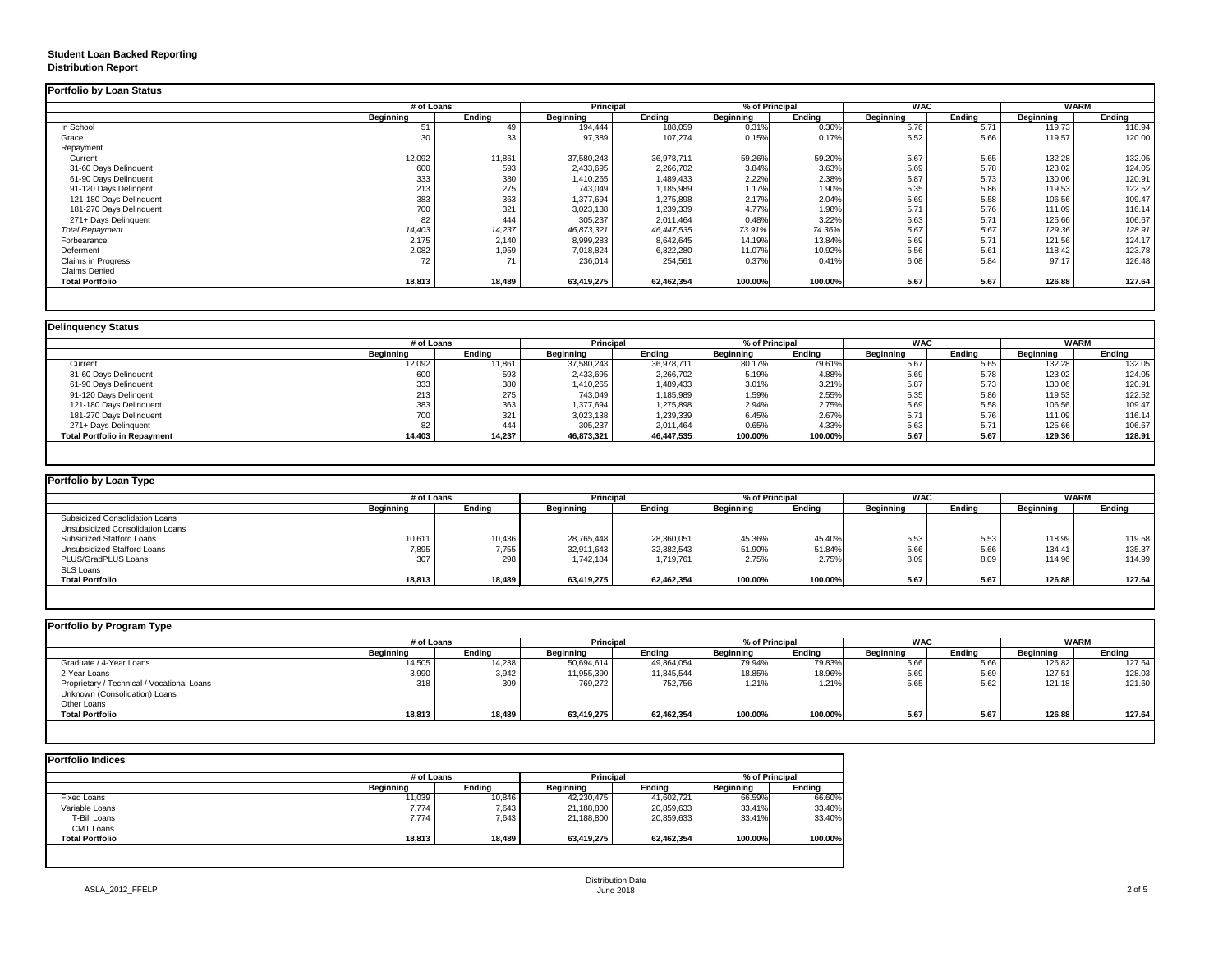**Student Loan Backed Reporting**
**Distribution Report**

### Portfolio by Loan Status

| | # of Loans | | Principal | | % of Principal | | WAC | | WARM | |
|---|---|---|---|---|---|---|---|---|---|---|
| | Beginning | Ending | Beginning | Ending | Beginning | Ending | Beginning | Ending | Beginning | Ending |
| In School | 51 | 49 | 194,444 | 188,059 | 0.31% | 0.30% | 5.76 | 5.71 | 119.73 | 118.94 |
| Grace | 30 | 33 | 97,389 | 107,274 | 0.15% | 0.17% | 5.52 | 5.66 | 119.57 | 120.00 |
| Repayment | | | | | | | | | | |
| Current | 12,092 | 11,861 | 37,580,243 | 36,978,711 | 59.26% | 59.20% | 5.67 | 5.65 | 132.28 | 132.05 |
| 31-60 Days Delinquent | 600 | 593 | 2,433,695 | 2,266,702 | 3.84% | 3.63% | 5.69 | 5.78 | 123.02 | 124.05 |
| 61-90 Days Delinquent | 333 | 380 | 1,410,265 | 1,489,433 | 2.22% | 2.38% | 5.87 | 5.73 | 130.06 | 120.91 |
| 91-120 Days Delingent | 213 | 275 | 743,049 | 1,185,989 | 1.17% | 1.90% | 5.35 | 5.86 | 119.53 | 122.52 |
| 121-180 Days Delinquent | 383 | 363 | 1,377,694 | 1,275,898 | 2.17% | 2.04% | 5.69 | 5.58 | 106.56 | 109.47 |
| 181-270 Days Delinquent | 700 | 321 | 3,023,138 | 1,239,339 | 4.77% | 1.98% | 5.71 | 5.76 | 111.09 | 116.14 |
| 271+ Days Delinquent | 82 | 444 | 305,237 | 2,011,464 | 0.48% | 3.22% | 5.63 | 5.71 | 125.66 | 106.67 |
| *Total Repayment* | *14,403* | *14,237* | *46,873,321* | *46,447,535* | *73.91%* | *74.36%* | *5.67* | *5.67* | *129.36* | *128.91* |
| Forbearance | 2,175 | 2,140 | 8,999,283 | 8,642,645 | 14.19% | 13.84% | 5.69 | 5.71 | 121.56 | 124.17 |
| Deferment | 2,082 | 1,959 | 7,018,824 | 6,822,280 | 11.07% | 10.92% | 5.56 | 5.61 | 118.42 | 123.78 |
| Claims in Progress | 72 | 71 | 236,014 | 254,561 | 0.37% | 0.41% | 6.08 | 5.84 | 97.17 | 126.48 |
| Claims Denied | | | | | | | | | | |
| **Total Portfolio** | **18,813** | **18,489** | **63,419,275** | **62,462,354** | **100.00%** | **100.00%** | **5.67** | **5.67** | **126.88** | **127.64** |

### Delinquency Status

| | # of Loans | | Principal | | % of Principal | | WAC | | WARM | |
|---|---|---|---|---|---|---|---|---|---|---|
| | Beginning | Ending | Beginning | Ending | Beginning | Ending | Beginning | Ending | Beginning | Ending |
| Current | 12,092 | 11,861 | 37,580,243 | 36,978,711 | 80.17% | 79.61% | 5.67 | 5.65 | 132.28 | 132.05 |
| 31-60 Days Delinquent | 600 | 593 | 2,433,695 | 2,266,702 | 5.19% | 4.88% | 5.69 | 5.78 | 123.02 | 124.05 |
| 61-90 Days Delinquent | 333 | 380 | 1,410,265 | 1,489,433 | 3.01% | 3.21% | 5.87 | 5.73 | 130.06 | 120.91 |
| 91-120 Days Delingent | 213 | 275 | 743,049 | 1,185,989 | 1.59% | 2.55% | 5.35 | 5.86 | 119.53 | 122.52 |
| 121-180 Days Delinquent | 383 | 363 | 1,377,694 | 1,275,898 | 2.94% | 2.75% | 5.69 | 5.58 | 106.56 | 109.47 |
| 181-270 Days Delinquent | 700 | 321 | 3,023,138 | 1,239,339 | 6.45% | 2.67% | 5.71 | 5.76 | 111.09 | 116.14 |
| 271+ Days Delinquent | 82 | 444 | 305,237 | 2,011,464 | 0.65% | 4.33% | 5.63 | 5.71 | 125.66 | 106.67 |
| **Total Portfolio in Repayment** | **14,403** | **14,237** | **46,873,321** | **46,447,535** | **100.00%** | **100.00%** | **5.67** | **5.67** | **129.36** | **128.91** |

### Portfolio by Loan Type

| | # of Loans | | Principal | | % of Principal | | WAC | | WARM | |
|---|---|---|---|---|---|---|---|---|---|---|
| | Beginning | Ending | Beginning | Ending | Beginning | Ending | Beginning | Ending | Beginning | Ending |
| Subsidized Consolidation Loans | | | | | | | | | | |
| Unsubsidized Consolidation Loans | | | | | | | | | | |
| Subsidized Stafford Loans | 10,611 | 10,436 | 28,765,448 | 28,360,051 | 45.36% | 45.40% | 5.53 | 5.53 | 118.99 | 119.58 |
| Unsubsidized Stafford Loans | 7,895 | 7,755 | 32,911,643 | 32,382,543 | 51.90% | 51.84% | 5.66 | 5.66 | 134.41 | 135.37 |
| PLUS/GradPLUS Loans | 307 | 298 | 1,742,184 | 1,719,761 | 2.75% | 2.75% | 8.09 | 8.09 | 114.96 | 114.99 |
| SLS Loans | | | | | | | | | | |
| **Total Portfolio** | **18,813** | **18,489** | **63,419,275** | **62,462,354** | **100.00%** | **100.00%** | **5.67** | **5.67** | **126.88** | **127.64** |

### Portfolio by Program Type

| | # of Loans | | Principal | | % of Principal | | WAC | | WARM | |
|---|---|---|---|---|---|---|---|---|---|---|
| | Beginning | Ending | Beginning | Ending | Beginning | Ending | Beginning | Ending | Beginning | Ending |
| Graduate / 4-Year Loans | 14,505 | 14,238 | 50,694,614 | 49,864,054 | 79.94% | 79.83% | 5.66 | 5.66 | 126.82 | 127.64 |
| 2-Year Loans | 3,990 | 3,942 | 11,955,390 | 11,845,544 | 18.85% | 18.96% | 5.69 | 5.69 | 127.51 | 128.03 |
| Proprietary / Technical / Vocational Loans | 318 | 309 | 769,272 | 752,756 | 1.21% | 1.21% | 5.65 | 5.62 | 121.18 | 121.60 |
| Unknown (Consolidation) Loans | | | | | | | | | | |
| Other Loans | | | | | | | | | | |
| **Total Portfolio** | **18,813** | **18,489** | **63,419,275** | **62,462,354** | **100.00%** | **100.00%** | **5.67** | **5.67** | **126.88** | **127.64** |

### Portfolio Indices

| | # of Loans | | Principal | | % of Principal | |
|---|---|---|---|---|---|---|
| | Beginning | Ending | Beginning | Ending | Beginning | Ending |
| Fixed Loans | 11,039 | 10,846 | 42,230,475 | 41,602,721 | 66.59% | 66.60% |
| Variable Loans | 7,774 | 7,643 | 21,188,800 | 20,859,633 | 33.41% | 33.40% |
| T-Bill Loans | 7,774 | 7,643 | 21,188,800 | 20,859,633 | 33.41% | 33.40% |
| CMT Loans | | | | | | |
| **Total Portfolio** | **18,813** | **18,489** | **63,419,275** | **62,462,354** | **100.00%** | **100.00%** |

ASLA_2012_FFELP

Distribution Date
June 2018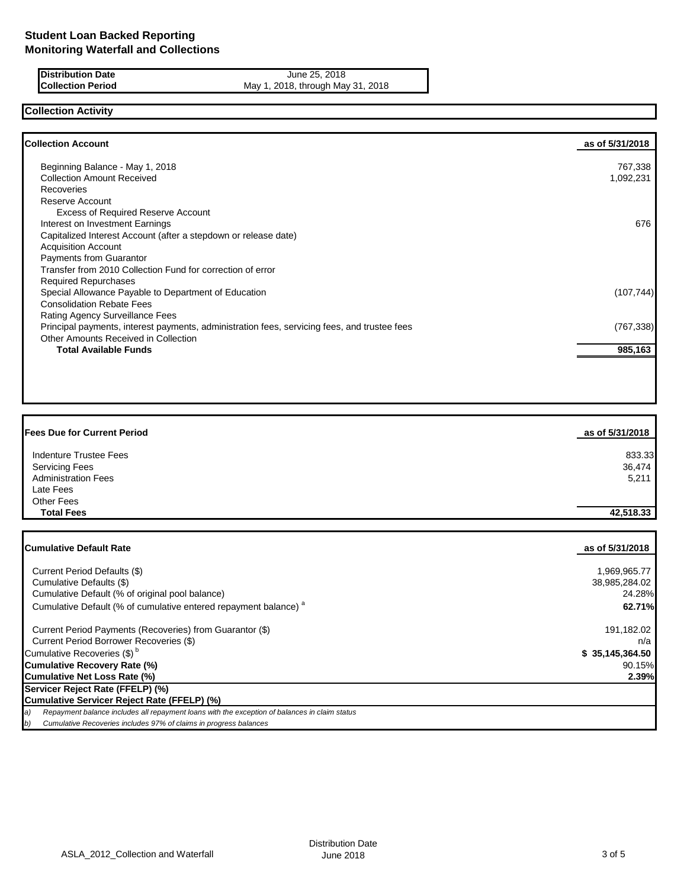# Student Loan Backed Reporting
# Monitoring Waterfall and Collections

| | |
|---|---|
| **Distribution Date** | June 25, 2018 |
| **Collection Period** | May 1, 2018, through May 31, 2018 |

## Collection Activity

| **Collection Account** | **as of 5/31/2018** |
|---|---|
| Beginning Balance - May 1, 2018 | 767,338 |
| Collection Amount Received | 1,092,231 |
| Recoveries | |
| Reserve Account | |
| Excess of Required Reserve Account | |
| Interest on Investment Earnings | 676 |
| Capitalized Interest Account (after a stepdown or release date) | |
| Acquisition Account | |
| Payments from Guarantor | |
| Transfer from 2010 Collection Fund for correction of error | |
| Required Repurchases | |
| Special Allowance Payable to Department of Education | (107,744) |
| Consolidation Rebate Fees | |
| Rating Agency Surveillance Fees | |
| Principal payments, interest payments, administration fees, servicing fees, and trustee fees | (767,338) |
| Other Amounts Received in Collection | |
| **Total Available Funds** | **985,163** |

| **Fees Due for Current Period** | **as of 5/31/2018** |
|---|---|
| Indenture Trustee Fees | 833.33 |
| Servicing Fees | 36,474 |
| Administration Fees | 5,211 |
| Late Fees | |
| Other Fees | |
| **Total Fees** | **42,518.33** |

| **Cumulative Default Rate** | **as of 5/31/2018** |
|---|---|
| Current Period Defaults ($) | 1,969,965.77 |
| Cumulative Defaults ($) | 38,985,284.02 |
| Cumulative Default (% of original pool balance) | 24.28% |
| Cumulative Default (% of cumulative entered repayment balance) [a] | **62.71%** |
| Current Period Payments (Recoveries) from Guarantor ($) | 191,182.02 |
| Current Period Borrower Recoveries ($) | n/a |
| Cumulative Recoveries ($) [b] | **$ 35,145,364.50** |
| **Cumulative Recovery Rate (%)** | 90.15% |
| **Cumulative Net Loss Rate (%)** | **2.39%** |
| **Servicer Reject Rate (FFELP) (%)** | |
| **Cumulative Servicer Reject Rate (FFELP) (%)** | |

*a) Repayment balance includes all repayment loans with the exception of balances in claim status*

*b) Cumulative Recoveries includes 97% of claims in progress balances*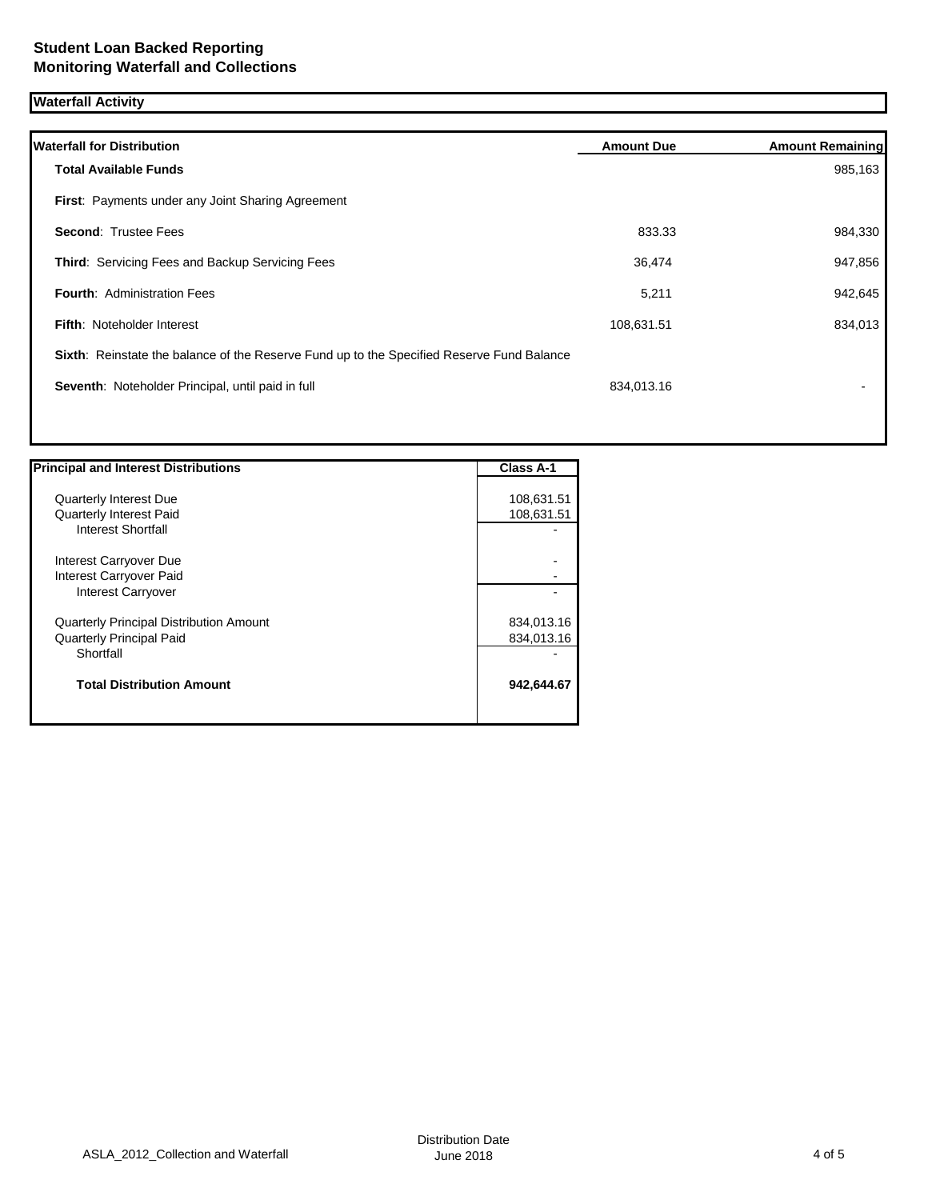**Student Loan Backed Reporting**
**Monitoring Waterfall and Collections**

## Waterfall Activity

| Waterfall for Distribution | Amount Due | Amount Remaining |
|---|---|---|
| **Total Available Funds** | | 985,163 |
| **First**: Payments under any Joint Sharing Agreement | | |
| **Second**: Trustee Fees | 833.33 | 984,330 |
| **Third**: Servicing Fees and Backup Servicing Fees | 36,474 | 947,856 |
| **Fourth**: Administration Fees | 5,211 | 942,645 |
| **Fifth**: Noteholder Interest | 108,631.51 | 834,013 |
| **Sixth**: Reinstate the balance of the Reserve Fund up to the Specified Reserve Fund Balance | | |
| **Seventh**: Noteholder Principal, until paid in full | 834,013.16 | - |

| Principal and Interest Distributions | Class A-1 |
|---|---|
| Quarterly Interest Due | 108,631.51 |
| Quarterly Interest Paid | 108,631.51 |
| Interest Shortfall | - |
| Interest Carryover Due | - |
| Interest Carryover Paid | - |
| Interest Carryover | - |
| Quarterly Principal Distribution Amount | 834,013.16 |
| Quarterly Principal Paid | 834,013.16 |
| Shortfall | - |
| **Total Distribution Amount** | **942,644.67** |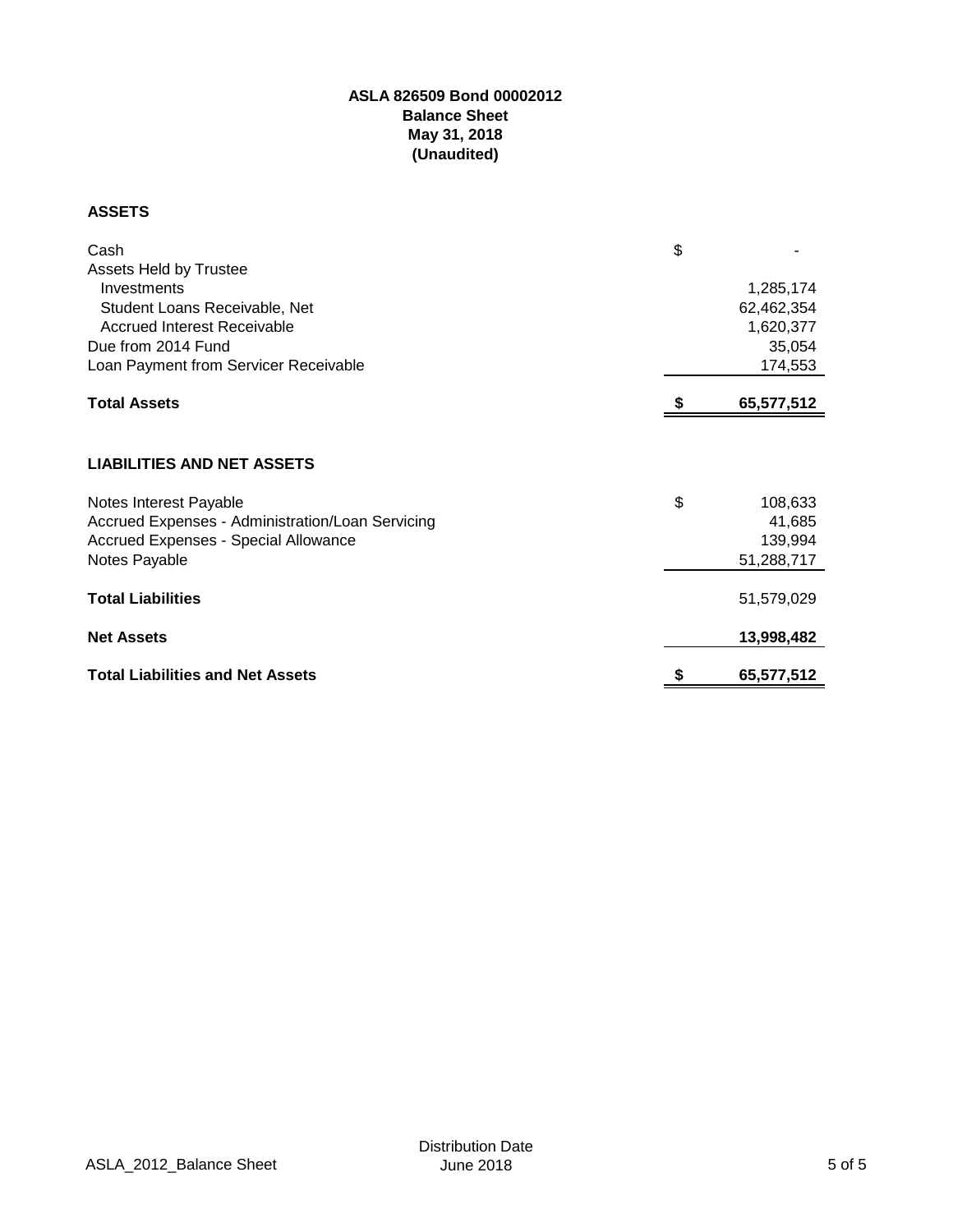**ASLA 826509 Bond 00002012**
**Balance Sheet**
**May 31, 2018**
**(Unaudited)**

| | | |
|---|---|---|
| **ASSETS** | | |
| Cash | $ | - |
| Assets Held by Trustee | | |
| Investments | | 1,285,174 |
| Student Loans Receivable, Net | | 62,462,354 |
| Accrued Interest Receivable | | 1,620,377 |
| Due from 2014 Fund | | 35,054 |
| Loan Payment from Servicer Receivable | | 174,553 |
| **Total Assets** | **$** | **65,577,512** |
| | | |
| **LIABILITIES AND NET ASSETS** | | |
| Notes Interest Payable | $ | 108,633 |
| Accrued Expenses - Administration/Loan Servicing | | 41,685 |
| Accrued Expenses - Special Allowance | | 139,994 |
| Notes Payable | | 51,288,717 |
| **Total Liabilities** | | 51,579,029 |
| **Net Assets** | | **13,998,482** |
| **Total Liabilities and Net Assets** | **$** | **65,577,512** |

ASLA_2012_Balance Sheet

Distribution Date
June 2018